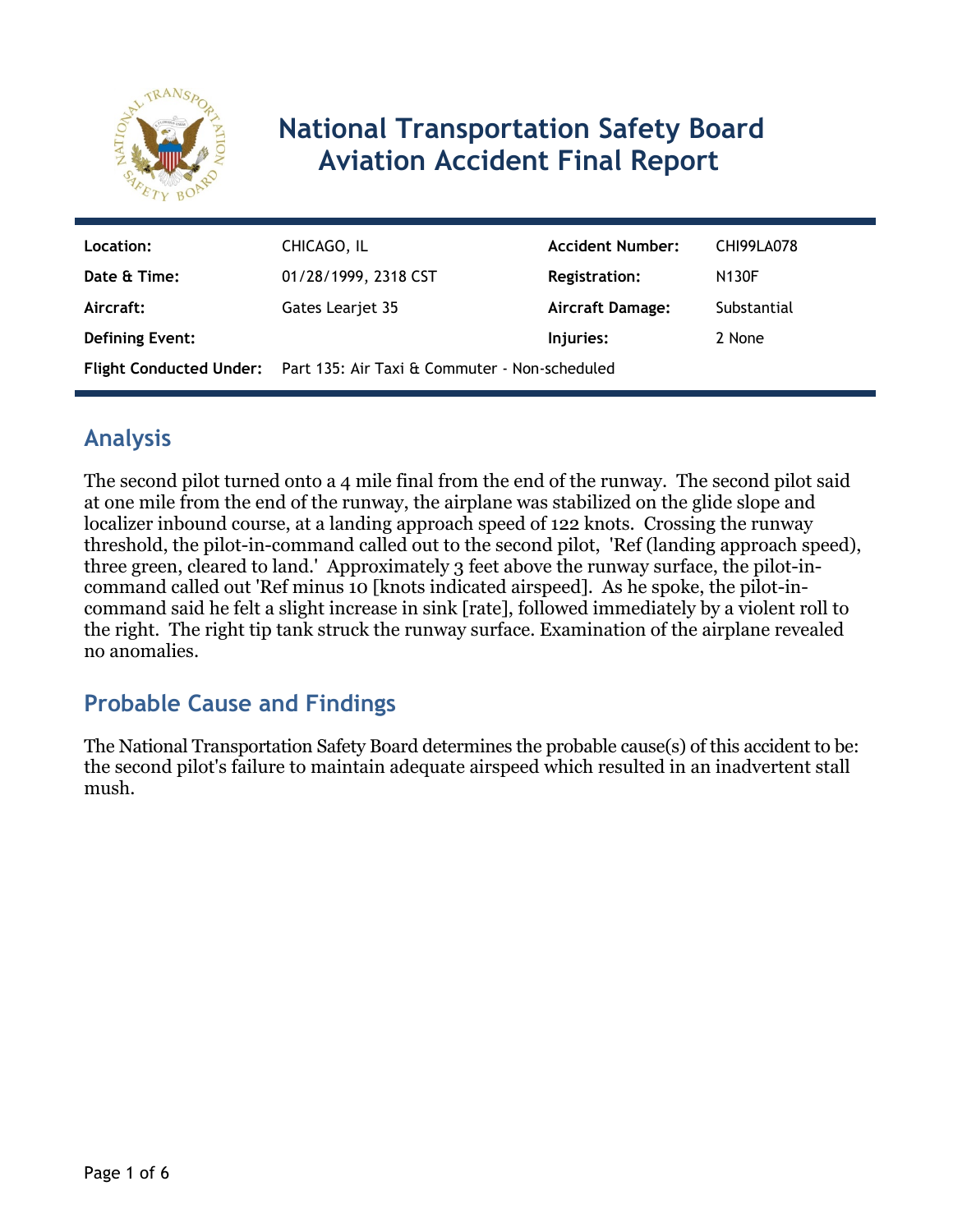# National Transportation Safety Board Aviation Accident Final Report

| | | | |
|---|---|---|---|
| **Location:** | CHICAGO, IL | **Accident Number:** | CHI99LA078 |
| **Date & Time:** | 01/28/1999, 2318 CST | **Registration:** | N130F |
| **Aircraft:** | Gates Learjet 35 | **Aircraft Damage:** | Substantial |
| **Defining Event:** | | **Injuries:** | 2 None |
| **Flight Conducted Under:** | Part 135: Air Taxi & Commuter - Non-scheduled | | |

## Analysis

The second pilot turned onto a 4 mile final from the end of the runway. The second pilot said at one mile from the end of the runway, the airplane was stabilized on the glide slope and localizer inbound course, at a landing approach speed of 122 knots. Crossing the runway threshold, the pilot-in-command called out to the second pilot, 'Ref (landing approach speed), three green, cleared to land.' Approximately 3 feet above the runway surface, the pilot-in-command called out 'Ref minus 10 [knots indicated airspeed]. As he spoke, the pilot-in-command said he felt a slight increase in sink [rate], followed immediately by a violent roll to the right. The right tip tank struck the runway surface. Examination of the airplane revealed no anomalies.

## Probable Cause and Findings

The National Transportation Safety Board determines the probable cause(s) of this accident to be: the second pilot's failure to maintain adequate airspeed which resulted in an inadvertent stall mush.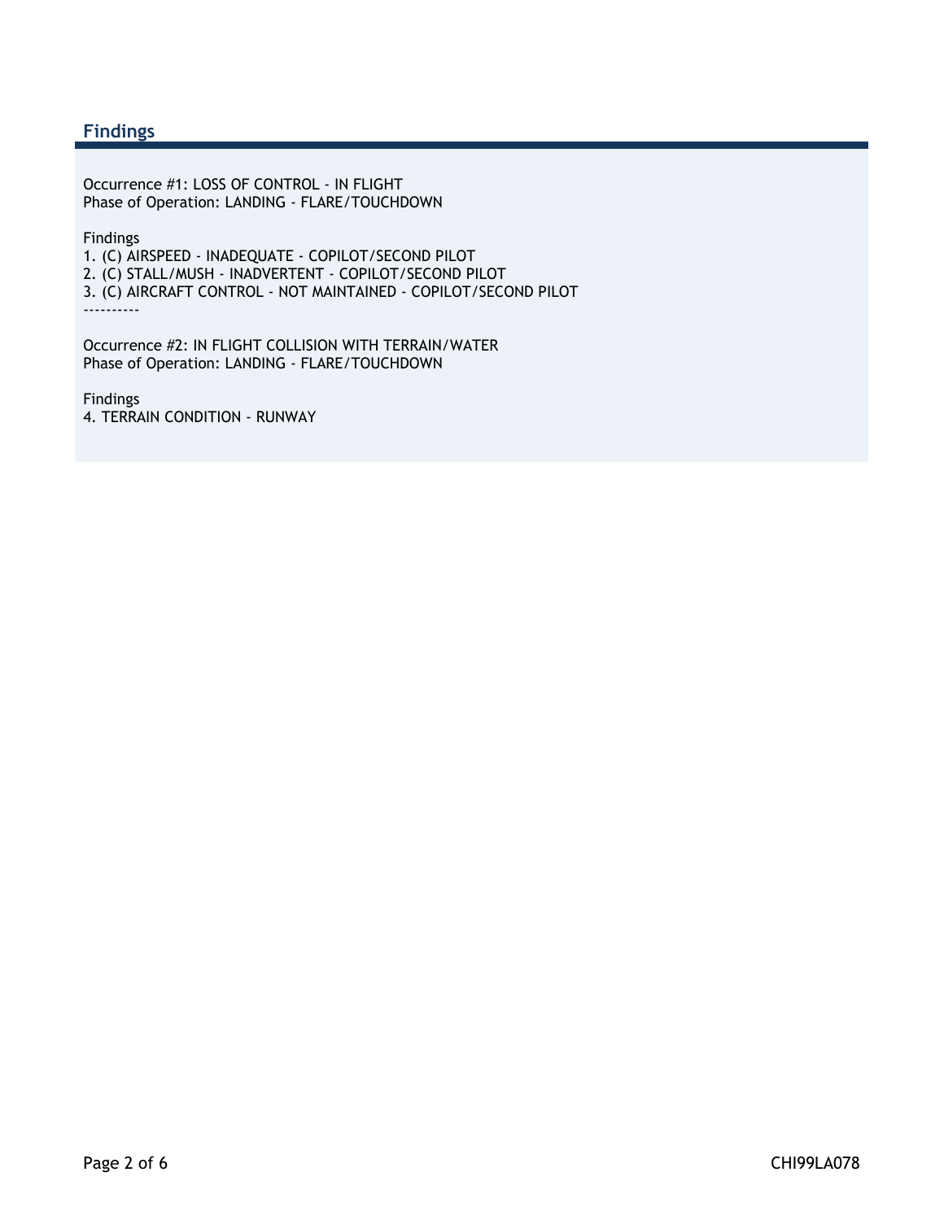## Findings

Occurrence #1: LOSS OF CONTROL - IN FLIGHT
Phase of Operation: LANDING - FLARE/TOUCHDOWN

Findings
1. (C) AIRSPEED - INADEQUATE - COPILOT/SECOND PILOT
2. (C) STALL/MUSH - INADVERTENT - COPILOT/SECOND PILOT
3. (C) AIRCRAFT CONTROL - NOT MAINTAINED - COPILOT/SECOND PILOT

----------

Occurrence #2: IN FLIGHT COLLISION WITH TERRAIN/WATER
Phase of Operation: LANDING - FLARE/TOUCHDOWN

Findings
4. TERRAIN CONDITION - RUNWAY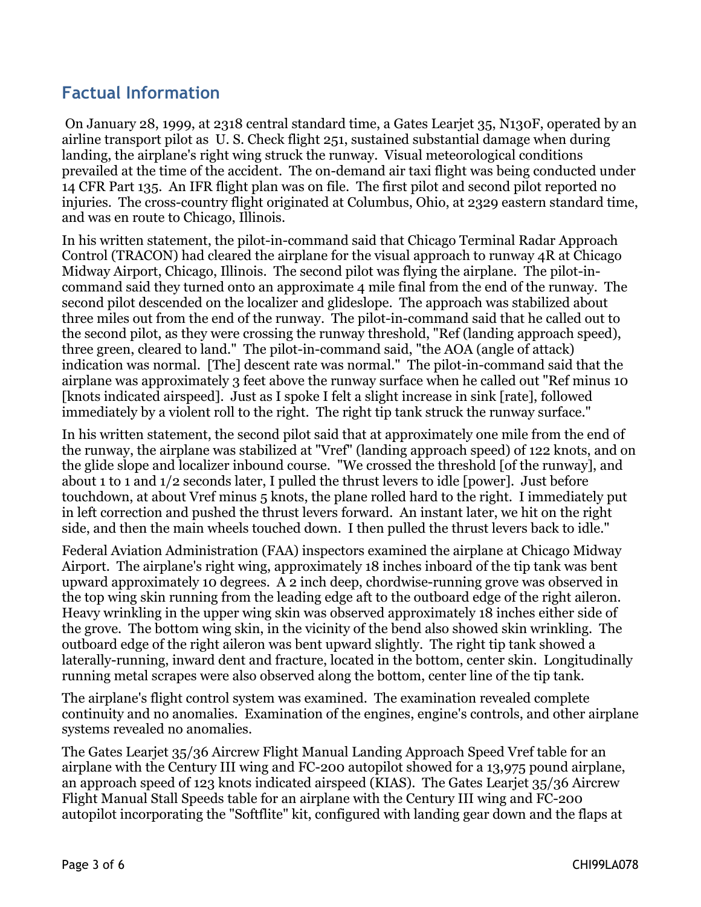## Factual Information

On January 28, 1999, at 2318 central standard time, a Gates Learjet 35, N130F, operated by an airline transport pilot as U. S. Check flight 251, sustained substantial damage when during landing, the airplane's right wing struck the runway. Visual meteorological conditions prevailed at the time of the accident. The on-demand air taxi flight was being conducted under 14 CFR Part 135. An IFR flight plan was on file. The first pilot and second pilot reported no injuries. The cross-country flight originated at Columbus, Ohio, at 2329 eastern standard time, and was en route to Chicago, Illinois.

In his written statement, the pilot-in-command said that Chicago Terminal Radar Approach Control (TRACON) had cleared the airplane for the visual approach to runway 4R at Chicago Midway Airport, Chicago, Illinois. The second pilot was flying the airplane. The pilot-in-command said they turned onto an approximate 4 mile final from the end of the runway. The second pilot descended on the localizer and glideslope. The approach was stabilized about three miles out from the end of the runway. The pilot-in-command said that he called out to the second pilot, as they were crossing the runway threshold, "Ref (landing approach speed), three green, cleared to land." The pilot-in-command said, "the AOA (angle of attack) indication was normal. [The] descent rate was normal." The pilot-in-command said that the airplane was approximately 3 feet above the runway surface when he called out "Ref minus 10 [knots indicated airspeed]. Just as I spoke I felt a slight increase in sink [rate], followed immediately by a violent roll to the right. The right tip tank struck the runway surface."

In his written statement, the second pilot said that at approximately one mile from the end of the runway, the airplane was stabilized at "Vref" (landing approach speed) of 122 knots, and on the glide slope and localizer inbound course. "We crossed the threshold [of the runway], and about 1 to 1 and 1/2 seconds later, I pulled the thrust levers to idle [power]. Just before touchdown, at about Vref minus 5 knots, the plane rolled hard to the right. I immediately put in left correction and pushed the thrust levers forward. An instant later, we hit on the right side, and then the main wheels touched down. I then pulled the thrust levers back to idle."

Federal Aviation Administration (FAA) inspectors examined the airplane at Chicago Midway Airport. The airplane's right wing, approximately 18 inches inboard of the tip tank was bent upward approximately 10 degrees. A 2 inch deep, chordwise-running grove was observed in the top wing skin running from the leading edge aft to the outboard edge of the right aileron. Heavy wrinkling in the upper wing skin was observed approximately 18 inches either side of the grove. The bottom wing skin, in the vicinity of the bend also showed skin wrinkling. The outboard edge of the right aileron was bent upward slightly. The right tip tank showed a laterally-running, inward dent and fracture, located in the bottom, center skin. Longitudinally running metal scrapes were also observed along the bottom, center line of the tip tank.

The airplane's flight control system was examined. The examination revealed complete continuity and no anomalies. Examination of the engines, engine's controls, and other airplane systems revealed no anomalies.

The Gates Learjet 35/36 Aircrew Flight Manual Landing Approach Speed Vref table for an airplane with the Century III wing and FC-200 autopilot showed for a 13,975 pound airplane, an approach speed of 123 knots indicated airspeed (KIAS). The Gates Learjet 35/36 Aircrew Flight Manual Stall Speeds table for an airplane with the Century III wing and FC-200 autopilot incorporating the "Softflite" kit, configured with landing gear down and the flaps at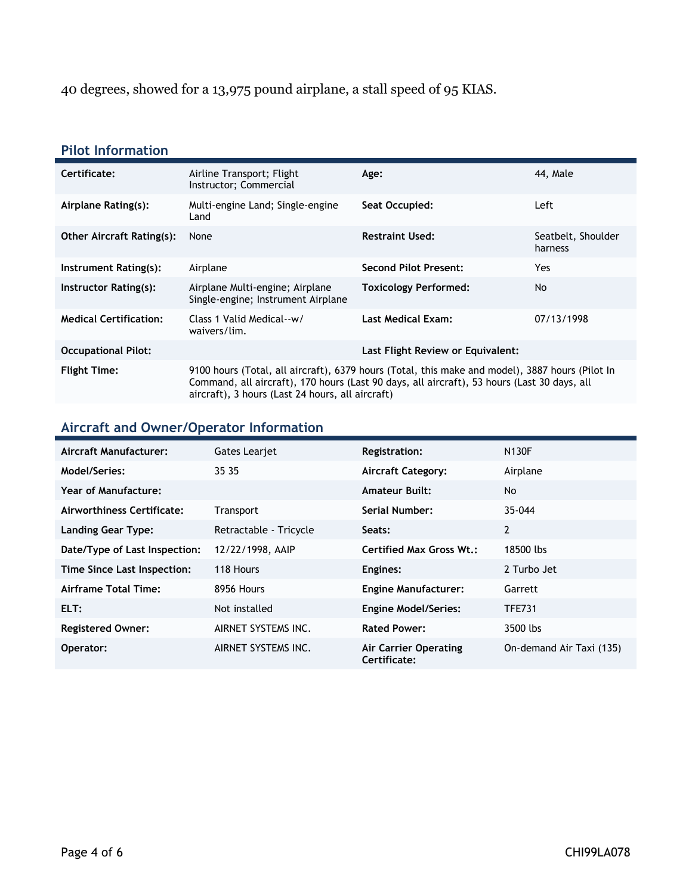40 degrees, showed for a 13,975 pound airplane, a stall speed of 95 KIAS.

## Pilot Information

| | | | |
|---|---|---|---|
| **Certificate:** | Airline Transport; Flight Instructor; Commercial | **Age:** | 44, Male |
| **Airplane Rating(s):** | Multi-engine Land; Single-engine Land | **Seat Occupied:** | Left |
| **Other Aircraft Rating(s):** | None | **Restraint Used:** | Seatbelt, Shoulder harness |
| **Instrument Rating(s):** | Airplane | **Second Pilot Present:** | Yes |
| **Instructor Rating(s):** | Airplane Multi-engine; Airplane Single-engine; Instrument Airplane | **Toxicology Performed:** | No |
| **Medical Certification:** | Class 1 Valid Medical--w/ waivers/lim. | **Last Medical Exam:** | 07/13/1998 |
| **Occupational Pilot:** | | **Last Flight Review or Equivalent:** | |
| **Flight Time:** | 9100 hours (Total, all aircraft), 6379 hours (Total, this make and model), 3887 hours (Pilot In Command, all aircraft), 170 hours (Last 90 days, all aircraft), 53 hours (Last 30 days, all aircraft), 3 hours (Last 24 hours, all aircraft) | | |

## Aircraft and Owner/Operator Information

| | | | |
|---|---|---|---|
| **Aircraft Manufacturer:** | Gates Learjet | **Registration:** | N130F |
| **Model/Series:** | 35 35 | **Aircraft Category:** | Airplane |
| **Year of Manufacture:** | | **Amateur Built:** | No |
| **Airworthiness Certificate:** | Transport | **Serial Number:** | 35-044 |
| **Landing Gear Type:** | Retractable - Tricycle | **Seats:** | 2 |
| **Date/Type of Last Inspection:** | 12/22/1998, AAIP | **Certified Max Gross Wt.:** | 18500 lbs |
| **Time Since Last Inspection:** | 118 Hours | **Engines:** | 2 Turbo Jet |
| **Airframe Total Time:** | 8956 Hours | **Engine Manufacturer:** | Garrett |
| **ELT:** | Not installed | **Engine Model/Series:** | TFE731 |
| **Registered Owner:** | AIRNET SYSTEMS INC. | **Rated Power:** | 3500 lbs |
| **Operator:** | AIRNET SYSTEMS INC. | **Air Carrier Operating Certificate:** | On-demand Air Taxi (135) |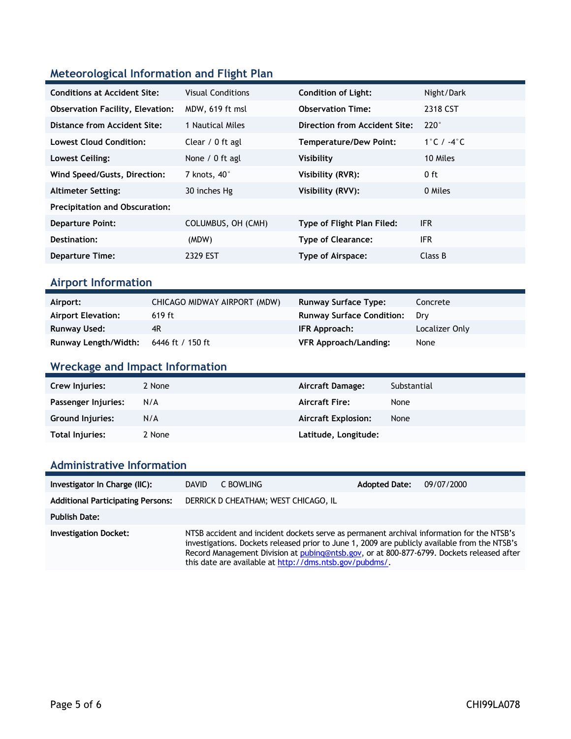## Meteorological Information and Flight Plan

| | | | |
|---|---|---|---|
| **Conditions at Accident Site:** | Visual Conditions | **Condition of Light:** | Night/Dark |
| **Observation Facility, Elevation:** | MDW, 619 ft msl | **Observation Time:** | 2318 CST |
| **Distance from Accident Site:** | 1 Nautical Miles | **Direction from Accident Site:** | 220° |
| **Lowest Cloud Condition:** | Clear / 0 ft agl | **Temperature/Dew Point:** | 1°C / -4°C |
| **Lowest Ceiling:** | None / 0 ft agl | **Visibility** | 10 Miles |
| **Wind Speed/Gusts, Direction:** | 7 knots, 40° | **Visibility (RVR):** | 0 ft |
| **Altimeter Setting:** | 30 inches Hg | **Visibility (RVV):** | 0 Miles |
| **Precipitation and Obscuration:** | | | |
| **Departure Point:** | COLUMBUS, OH (CMH) | **Type of Flight Plan Filed:** | IFR |
| **Destination:** | (MDW) | **Type of Clearance:** | IFR |
| **Departure Time:** | 2329 EST | **Type of Airspace:** | Class B |

## Airport Information

| | | | |
|---|---|---|---|
| **Airport:** | CHICAGO MIDWAY AIRPORT (MDW) | **Runway Surface Type:** | Concrete |
| **Airport Elevation:** | 619 ft | **Runway Surface Condition:** | Dry |
| **Runway Used:** | 4R | **IFR Approach:** | Localizer Only |
| **Runway Length/Width:** | 6446 ft / 150 ft | **VFR Approach/Landing:** | None |

## Wreckage and Impact Information

| | | | |
|---|---|---|---|
| **Crew Injuries:** | 2 None | **Aircraft Damage:** | Substantial |
| **Passenger Injuries:** | N/A | **Aircraft Fire:** | None |
| **Ground Injuries:** | N/A | **Aircraft Explosion:** | None |
| **Total Injuries:** | 2 None | **Latitude, Longitude:** | |

## Administrative Information

| | | | |
|---|---|---|---|
| **Investigator In Charge (IIC):** | DAVID C BOWLING | **Adopted Date:** | 09/07/2000 |
| **Additional Participating Persons:** | DERRICK D CHEATHAM; WEST CHICAGO, IL | | |
| **Publish Date:** | | | |
| **Investigation Docket:** | NTSB accident and incident dockets serve as permanent archival information for the NTSB's investigations. Dockets released prior to June 1, 2009 are publicly available from the NTSB's Record Management Division at pubinq@ntsb.gov, or at 800-877-6799. Dockets released after this date are available at http://dms.ntsb.gov/pubdms/. | | |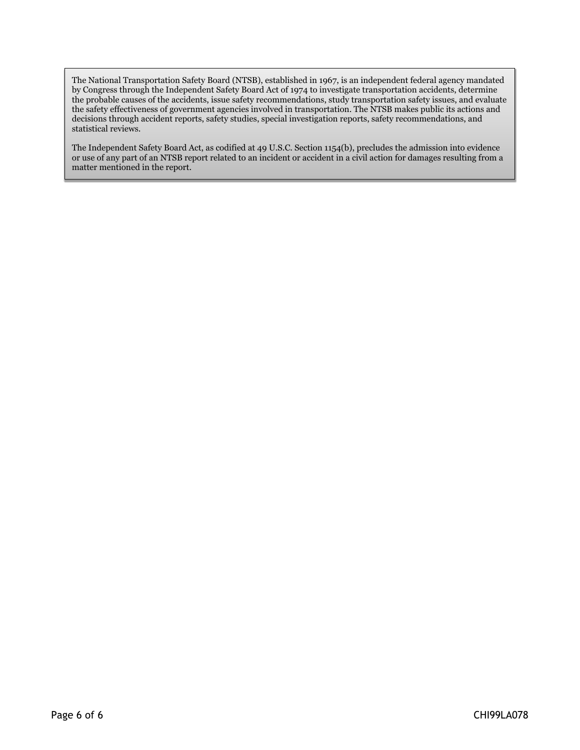The National Transportation Safety Board (NTSB), established in 1967, is an independent federal agency mandated by Congress through the Independent Safety Board Act of 1974 to investigate transportation accidents, determine the probable causes of the accidents, issue safety recommendations, study transportation safety issues, and evaluate the safety effectiveness of government agencies involved in transportation. The NTSB makes public its actions and decisions through accident reports, safety studies, special investigation reports, safety recommendations, and statistical reviews.

The Independent Safety Board Act, as codified at 49 U.S.C. Section 1154(b), precludes the admission into evidence or use of any part of an NTSB report related to an incident or accident in a civil action for damages resulting from a matter mentioned in the report.